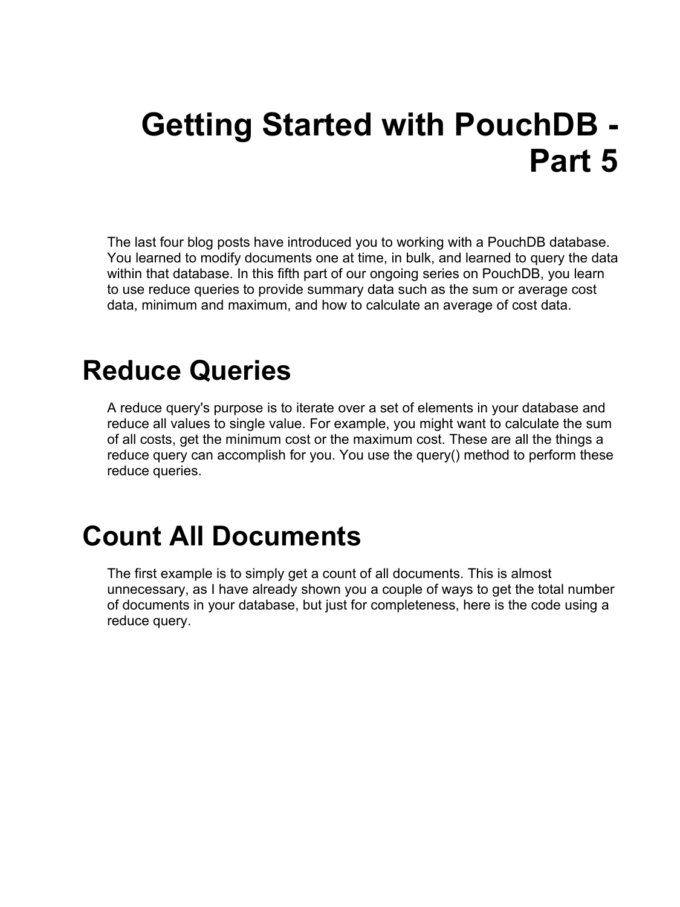# Getting Started with PouchDB - Part 5

The last four blog posts have introduced you to working with a PouchDB database. You learned to modify documents one at time, in bulk, and learned to query the data within that database. In this fifth part of our ongoing series on PouchDB, you learn to use reduce queries to provide summary data such as the sum or average cost data, minimum and maximum, and how to calculate an average of cost data.

## Reduce Queries

A reduce query's purpose is to iterate over a set of elements in your database and reduce all values to single value. For example, you might want to calculate the sum of all costs, get the minimum cost or the maximum cost. These are all the things a reduce query can accomplish for you. You use the query() method to perform these reduce queries.

## Count All Documents

The first example is to simply get a count of all documents. This is almost unnecessary, as I have already shown you a couple of ways to get the total number of documents in your database, but just for completeness, here is the code using a reduce query.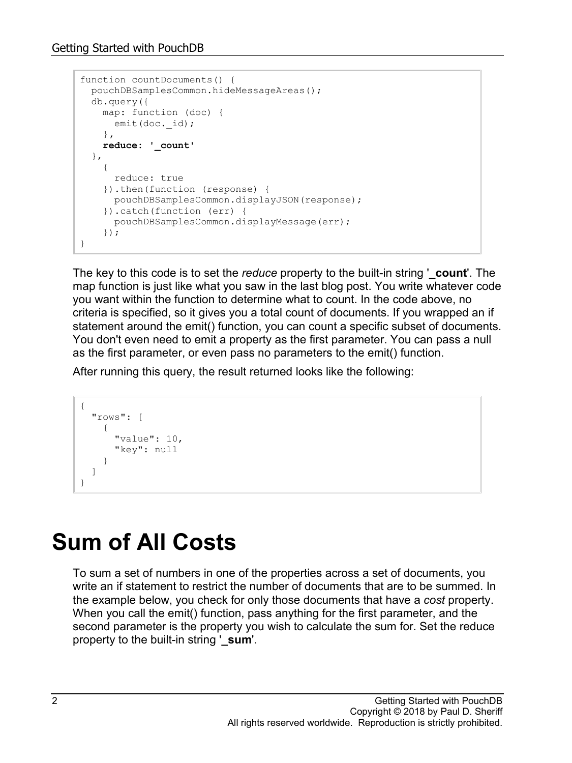```
function countDocuments() {
  pouchDBSamplesCommon.hideMessageAreas();
  db.query({
    map: function (doc) {
      emit(doc._id);
    },
    reduce: '_count'
  },
    {
      reduce: true
    }).then(function (response) {
      pouchDBSamplesCommon.displayJSON(response);
    }).catch(function (err) {
      pouchDBSamplesCommon.displayMessage(err);
    });
}
```

The key to this code is to set the *reduce* property to the built-in string '**_count**'. The map function is just like what you saw in the last blog post. You write whatever code you want within the function to determine what to count. In the code above, no criteria is specified, so it gives you a total count of documents. If you wrapped an if statement around the emit() function, you can count a specific subset of documents. You don't even need to emit a property as the first parameter. You can pass a null as the first parameter, or even pass no parameters to the emit() function.

After running this query, the result returned looks like the following:

```
{
  "rows": [
    {
      "value": 10,
      "key": null
    }
  ]
}
```

# Sum of All Costs

To sum a set of numbers in one of the properties across a set of documents, you write an if statement to restrict the number of documents that are to be summed. In the example below, you check for only those documents that have a *cost* property. When you call the emit() function, pass anything for the first parameter, and the second parameter is the property you wish to calculate the sum for. Set the reduce property to the built-in string '**_sum**'.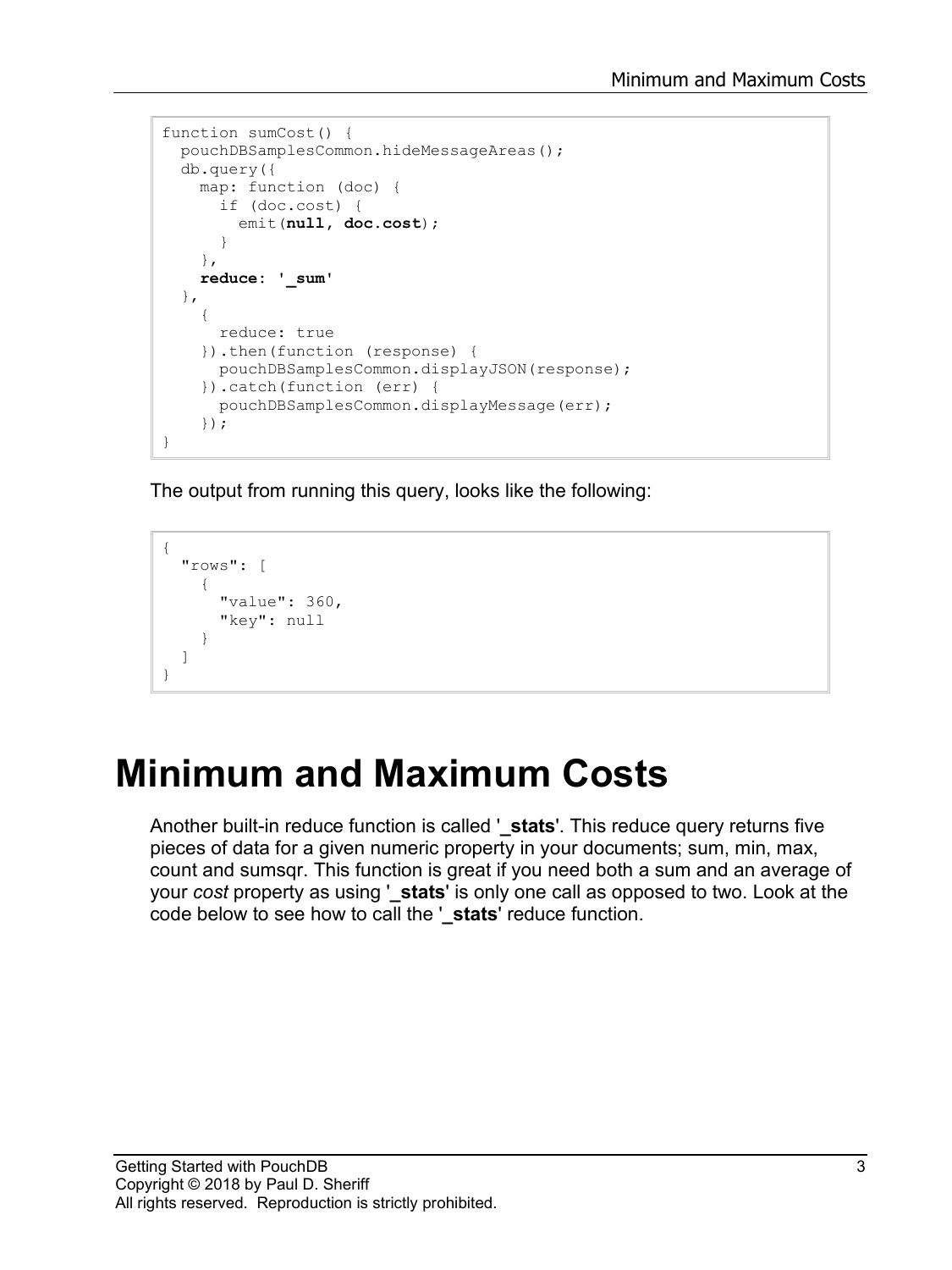```
function sumCost() {
  pouchDBSamplesCommon.hideMessageAreas();
  db.query({
    map: function (doc) {
      if (doc.cost) {
        emit(null, doc.cost);
      }
    },
    reduce: '_sum'
  },
    {
      reduce: true
    }).then(function (response) {
      pouchDBSamplesCommon.displayJSON(response);
    }).catch(function (err) {
      pouchDBSamplesCommon.displayMessage(err);
    });
}
```

The output from running this query, looks like the following:

```
{
  "rows": [
    {
      "value": 360,
      "key": null
    }
  ]
}
```

# Minimum and Maximum Costs

Another built-in reduce function is called '**_stats**'. This reduce query returns five pieces of data for a given numeric property in your documents; sum, min, max, count and sumsqr. This function is great if you need both a sum and an average of your *cost* property as using '**_stats**' is only one call as opposed to two. Look at the code below to see how to call the '**_stats**' reduce function.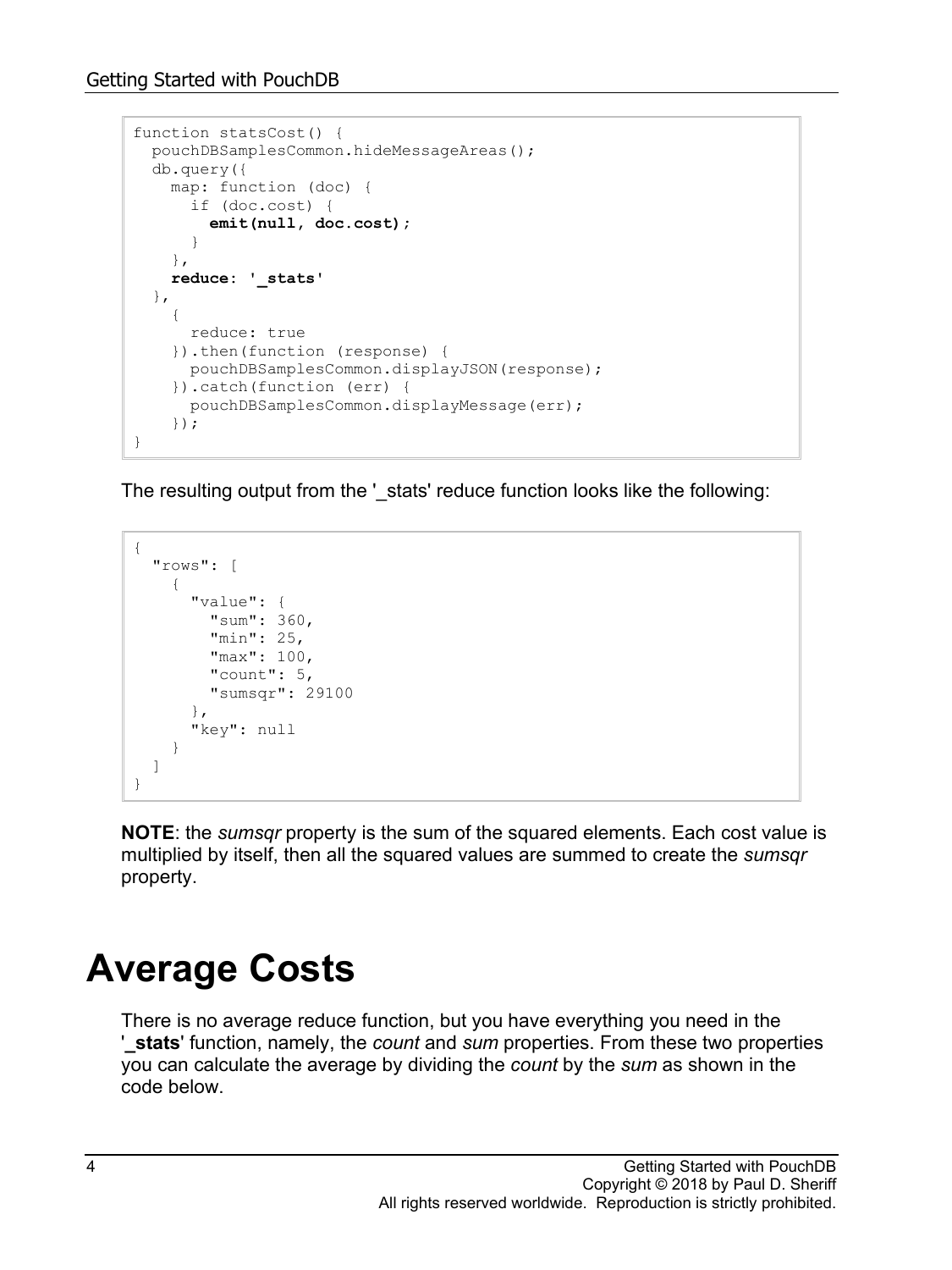```
function statsCost() {
  pouchDBSamplesCommon.hideMessageAreas();
  db.query({
    map: function (doc) {
      if (doc.cost) {
        emit(null, doc.cost);
      }
    },
    reduce: '_stats'
  },
    {
      reduce: true
    }).then(function (response) {
      pouchDBSamplesCommon.displayJSON(response);
    }).catch(function (err) {
      pouchDBSamplesCommon.displayMessage(err);
    });
}
```

The resulting output from the '_stats' reduce function looks like the following:

```
{
  "rows": [
    {
      "value": {
        "sum": 360,
        "min": 25,
        "max": 100,
        "count": 5,
        "sumsqr": 29100
      },
      "key": null
    }
  ]
}
```

**NOTE**: the *sumsqr* property is the sum of the squared elements. Each cost value is multiplied by itself, then all the squared values are summed to create the *sumsqr* property.

# Average Costs

There is no average reduce function, but you have everything you need in the '**_stats**' function, namely, the *count* and *sum* properties. From these two properties you can calculate the average by dividing the *count* by the *sum* as shown in the code below.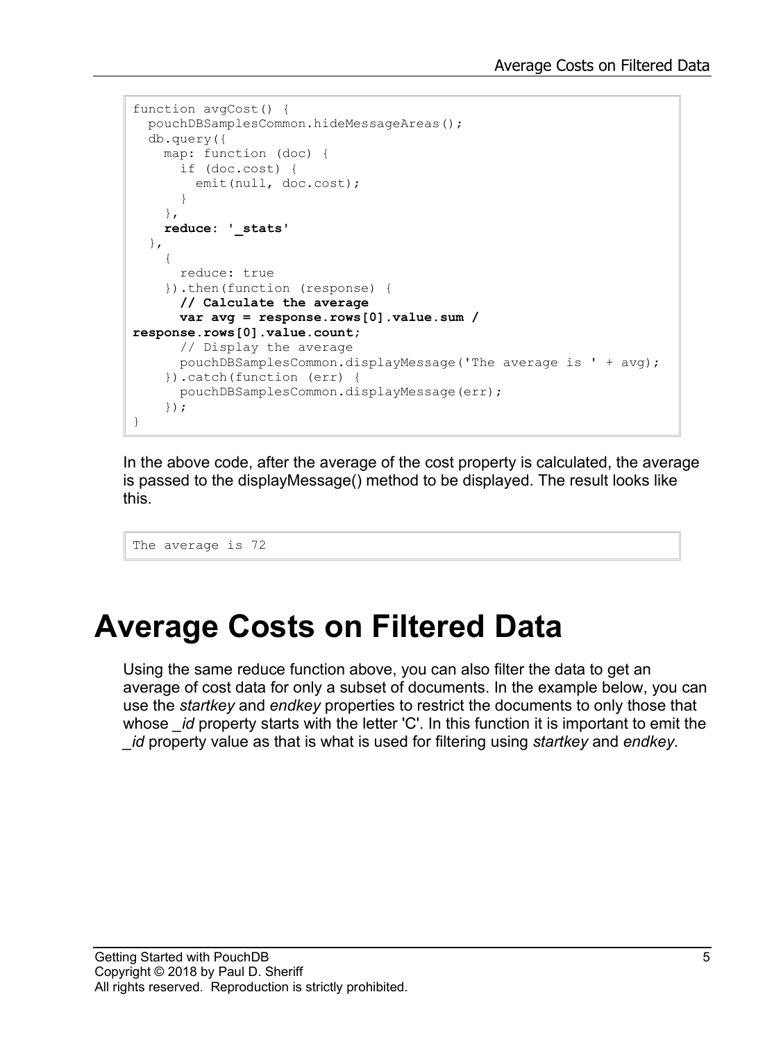```
function avgCost() {
  pouchDBSamplesCommon.hideMessageAreas();
  db.query({
    map: function (doc) {
      if (doc.cost) {
        emit(null, doc.cost);
      }
    },
    reduce: '_stats'
  },
    {
      reduce: true
    }).then(function (response) {
      // Calculate the average
      var avg = response.rows[0].value.sum /
response.rows[0].value.count;
      // Display the average
      pouchDBSamplesCommon.displayMessage('The average is ' + avg);
    }).catch(function (err) {
      pouchDBSamplesCommon.displayMessage(err);
    });
}
```

In the above code, after the average of the cost property is calculated, the average is passed to the displayMessage() method to be displayed. The result looks like this.

```
The average is 72
```

# Average Costs on Filtered Data

Using the same reduce function above, you can also filter the data to get an average of cost data for only a subset of documents. In the example below, you can use the *startkey* and *endkey* properties to restrict the documents to only those that whose *_id* property starts with the letter 'C'. In this function it is important to emit the *_id* property value as that is what is used for filtering using *startkey* and *endkey*.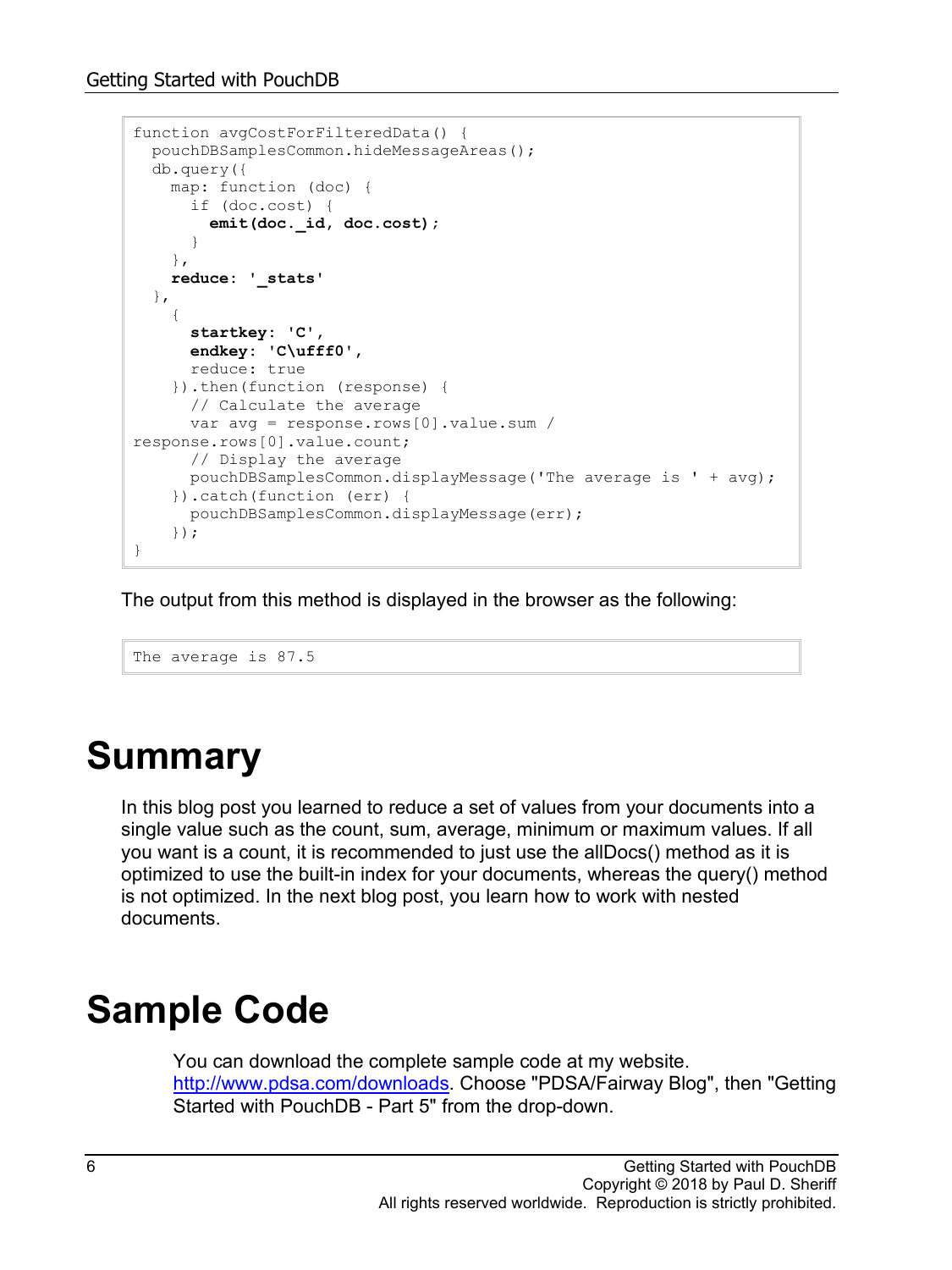```
function avgCostForFilteredData() {
  pouchDBSamplesCommon.hideMessageAreas();
  db.query({
    map: function (doc) {
      if (doc.cost) {
        emit(doc._id, doc.cost);
      }
    },
    reduce: '_stats'
  },
    {
      startkey: 'C',
      endkey: 'C\ufff0',
      reduce: true
    }).then(function (response) {
      // Calculate the average
      var avg = response.rows[0].value.sum /
response.rows[0].value.count;
      // Display the average
      pouchDBSamplesCommon.displayMessage('The average is ' + avg);
    }).catch(function (err) {
      pouchDBSamplesCommon.displayMessage(err);
    });
}
```

The output from this method is displayed in the browser as the following:

```
The average is 87.5
```

# Summary

In this blog post you learned to reduce a set of values from your documents into a single value such as the count, sum, average, minimum or maximum values. If all you want is a count, it is recommended to just use the allDocs() method as it is optimized to use the built-in index for your documents, whereas the query() method is not optimized. In the next blog post, you learn how to work with nested documents.

# Sample Code

You can download the complete sample code at my website. http://www.pdsa.com/downloads. Choose "PDSA/Fairway Blog", then "Getting Started with PouchDB - Part 5" from the drop-down.